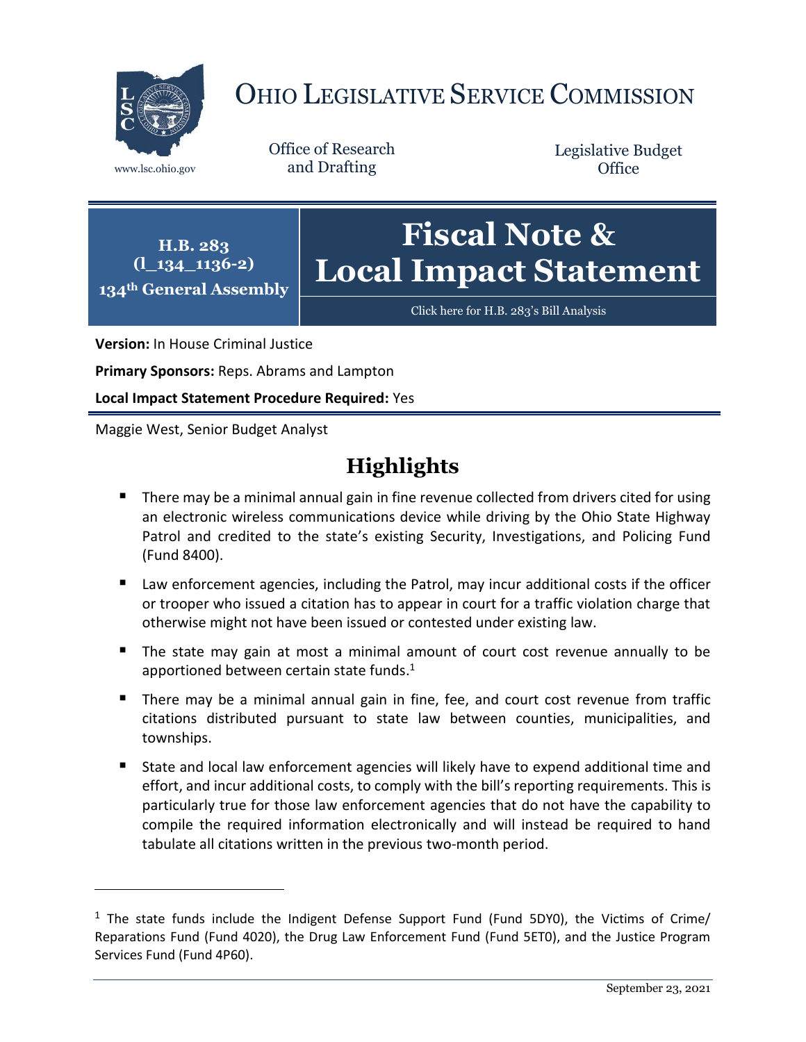# OHIO LEGISLATIVE SERVICE COMMISSION

www.lsc.ohio.gov

Office of Research and Drafting

Legislative Budget Office

**H.B. 283**
**(l_134_1136-2)**
**134th General Assembly**

# Fiscal Note & Local Impact Statement

Click here for H.B. 283's Bill Analysis

**Version:** In House Criminal Justice

**Primary Sponsors:** Reps. Abrams and Lampton

**Local Impact Statement Procedure Required:** Yes

Maggie West, Senior Budget Analyst

## Highlights

- There may be a minimal annual gain in fine revenue collected from drivers cited for using an electronic wireless communications device while driving by the Ohio State Highway Patrol and credited to the state's existing Security, Investigations, and Policing Fund (Fund 8400).
- Law enforcement agencies, including the Patrol, may incur additional costs if the officer or trooper who issued a citation has to appear in court for a traffic violation charge that otherwise might not have been issued or contested under existing law.
- The state may gain at most a minimal amount of court cost revenue annually to be apportioned between certain state funds.[1]
- There may be a minimal annual gain in fine, fee, and court cost revenue from traffic citations distributed pursuant to state law between counties, municipalities, and townships.
- State and local law enforcement agencies will likely have to expend additional time and effort, and incur additional costs, to comply with the bill's reporting requirements. This is particularly true for those law enforcement agencies that do not have the capability to compile the required information electronically and will instead be required to hand tabulate all citations written in the previous two-month period.

[1] The state funds include the Indigent Defense Support Fund (Fund 5DY0), the Victims of Crime/Reparations Fund (Fund 4020), the Drug Law Enforcement Fund (Fund 5ET0), and the Justice Program Services Fund (Fund 4P60).

September 23, 2021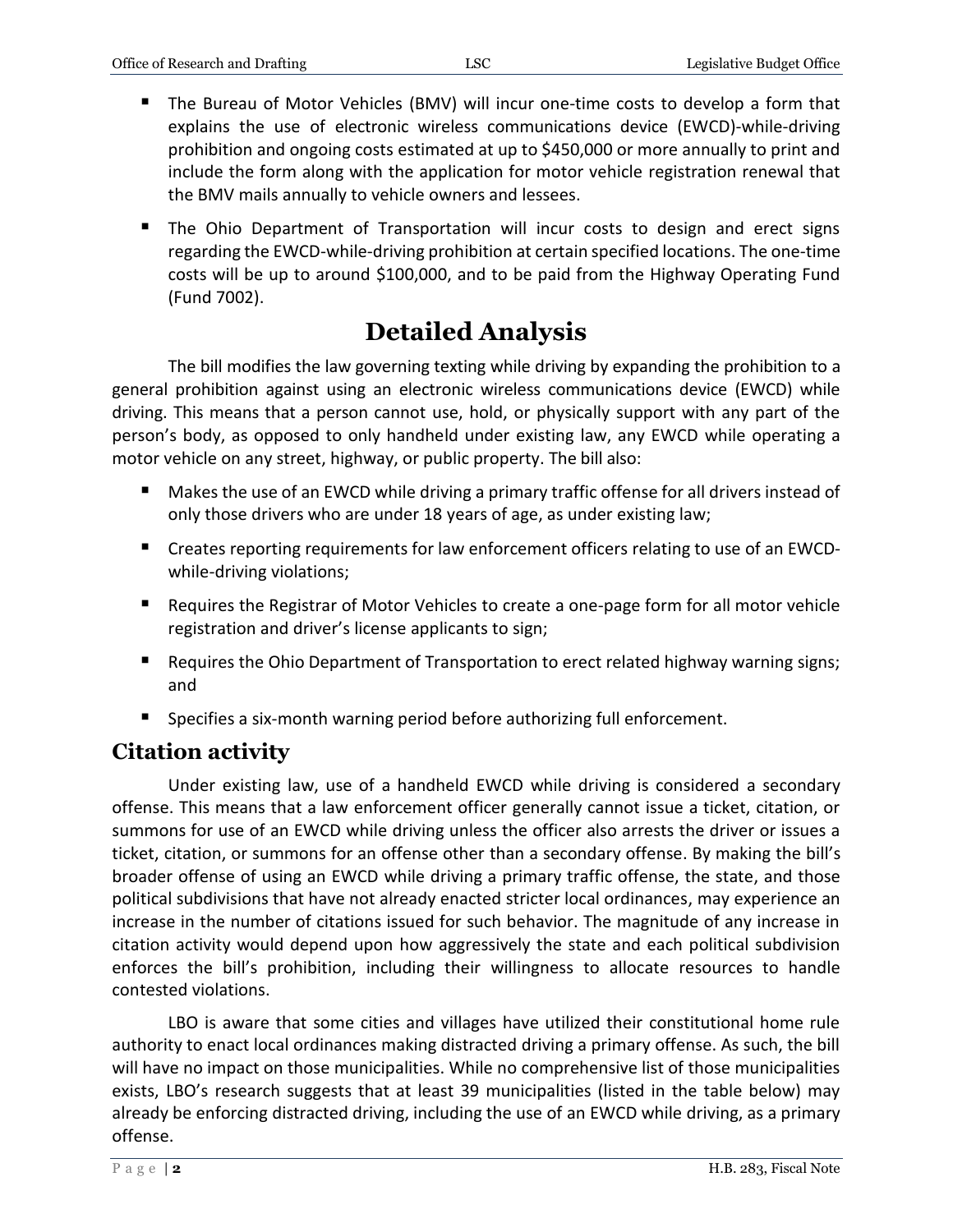- The Bureau of Motor Vehicles (BMV) will incur one-time costs to develop a form that explains the use of electronic wireless communications device (EWCD)-while-driving prohibition and ongoing costs estimated at up to $450,000 or more annually to print and include the form along with the application for motor vehicle registration renewal that the BMV mails annually to vehicle owners and lessees.
- The Ohio Department of Transportation will incur costs to design and erect signs regarding the EWCD-while-driving prohibition at certain specified locations. The one-time costs will be up to around $100,000, and to be paid from the Highway Operating Fund (Fund 7002).

# Detailed Analysis

The bill modifies the law governing texting while driving by expanding the prohibition to a general prohibition against using an electronic wireless communications device (EWCD) while driving. This means that a person cannot use, hold, or physically support with any part of the person's body, as opposed to only handheld under existing law, any EWCD while operating a motor vehicle on any street, highway, or public property. The bill also:

- Makes the use of an EWCD while driving a primary traffic offense for all drivers instead of only those drivers who are under 18 years of age, as under existing law;
- Creates reporting requirements for law enforcement officers relating to use of an EWCD-while-driving violations;
- Requires the Registrar of Motor Vehicles to create a one-page form for all motor vehicle registration and driver's license applicants to sign;
- Requires the Ohio Department of Transportation to erect related highway warning signs; and
- Specifies a six-month warning period before authorizing full enforcement.

## Citation activity

Under existing law, use of a handheld EWCD while driving is considered a secondary offense. This means that a law enforcement officer generally cannot issue a ticket, citation, or summons for use of an EWCD while driving unless the officer also arrests the driver or issues a ticket, citation, or summons for an offense other than a secondary offense. By making the bill's broader offense of using an EWCD while driving a primary traffic offense, the state, and those political subdivisions that have not already enacted stricter local ordinances, may experience an increase in the number of citations issued for such behavior. The magnitude of any increase in citation activity would depend upon how aggressively the state and each political subdivision enforces the bill's prohibition, including their willingness to allocate resources to handle contested violations.

LBO is aware that some cities and villages have utilized their constitutional home rule authority to enact local ordinances making distracted driving a primary offense. As such, the bill will have no impact on those municipalities. While no comprehensive list of those municipalities exists, LBO's research suggests that at least 39 municipalities (listed in the table below) may already be enforcing distracted driving, including the use of an EWCD while driving, as a primary offense.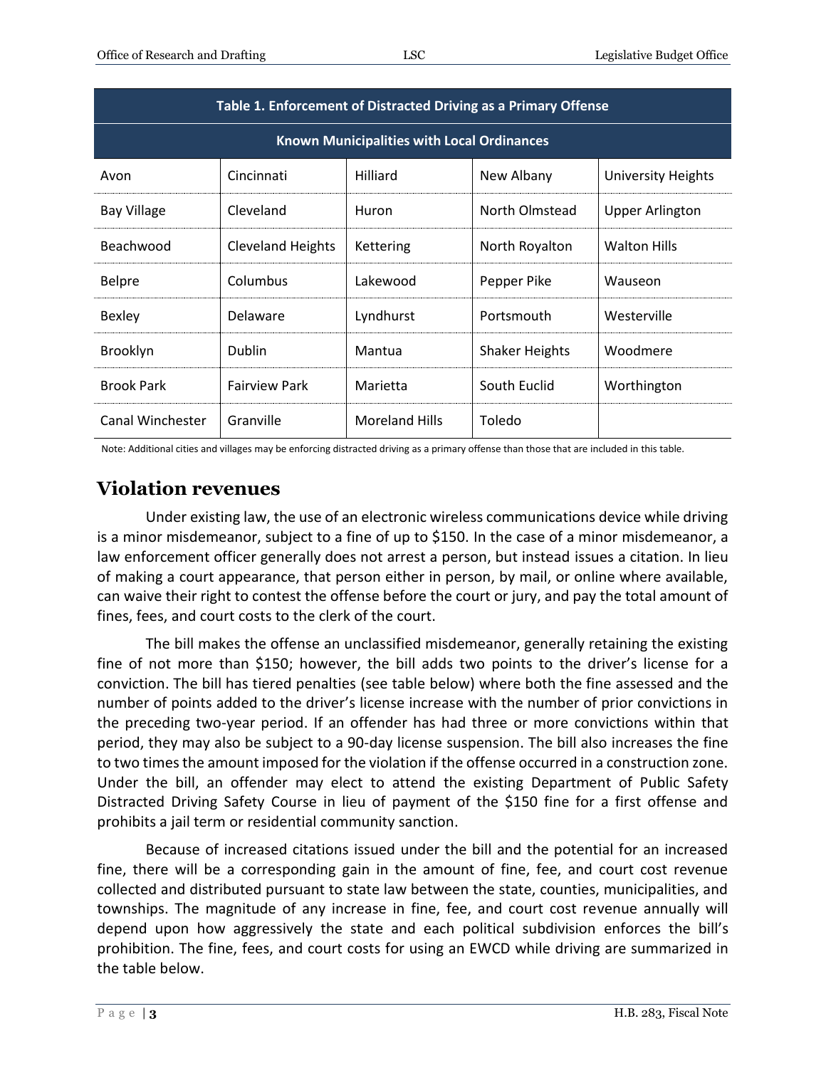| Table 1. Enforcement of Distracted Driving as a Primary Offense | | | | |
|---|---|---|---|---|
| Known Municipalities with Local Ordinances | | | | |
| Avon | Cincinnati | Hilliard | New Albany | University Heights |
| Bay Village | Cleveland | Huron | North Olmstead | Upper Arlington |
| Beachwood | Cleveland Heights | Kettering | North Royalton | Walton Hills |
| Belpre | Columbus | Lakewood | Pepper Pike | Wauseon |
| Bexley | Delaware | Lyndhurst | Portsmouth | Westerville |
| Brooklyn | Dublin | Mantua | Shaker Heights | Woodmere |
| Brook Park | Fairview Park | Marietta | South Euclid | Worthington |
| Canal Winchester | Granville | Moreland Hills | Toledo | |

Note: Additional cities and villages may be enforcing distracted driving as a primary offense than those that are included in this table.

## Violation revenues

Under existing law, the use of an electronic wireless communications device while driving is a minor misdemeanor, subject to a fine of up to $150. In the case of a minor misdemeanor, a law enforcement officer generally does not arrest a person, but instead issues a citation. In lieu of making a court appearance, that person either in person, by mail, or online where available, can waive their right to contest the offense before the court or jury, and pay the total amount of fines, fees, and court costs to the clerk of the court.

The bill makes the offense an unclassified misdemeanor, generally retaining the existing fine of not more than $150; however, the bill adds two points to the driver's license for a conviction. The bill has tiered penalties (see table below) where both the fine assessed and the number of points added to the driver's license increase with the number of prior convictions in the preceding two-year period. If an offender has had three or more convictions within that period, they may also be subject to a 90-day license suspension. The bill also increases the fine to two times the amount imposed for the violation if the offense occurred in a construction zone. Under the bill, an offender may elect to attend the existing Department of Public Safety Distracted Driving Safety Course in lieu of payment of the $150 fine for a first offense and prohibits a jail term or residential community sanction.

Because of increased citations issued under the bill and the potential for an increased fine, there will be a corresponding gain in the amount of fine, fee, and court cost revenue collected and distributed pursuant to state law between the state, counties, municipalities, and townships. The magnitude of any increase in fine, fee, and court cost revenue annually will depend upon how aggressively the state and each political subdivision enforces the bill's prohibition. The fine, fees, and court costs for using an EWCD while driving are summarized in the table below.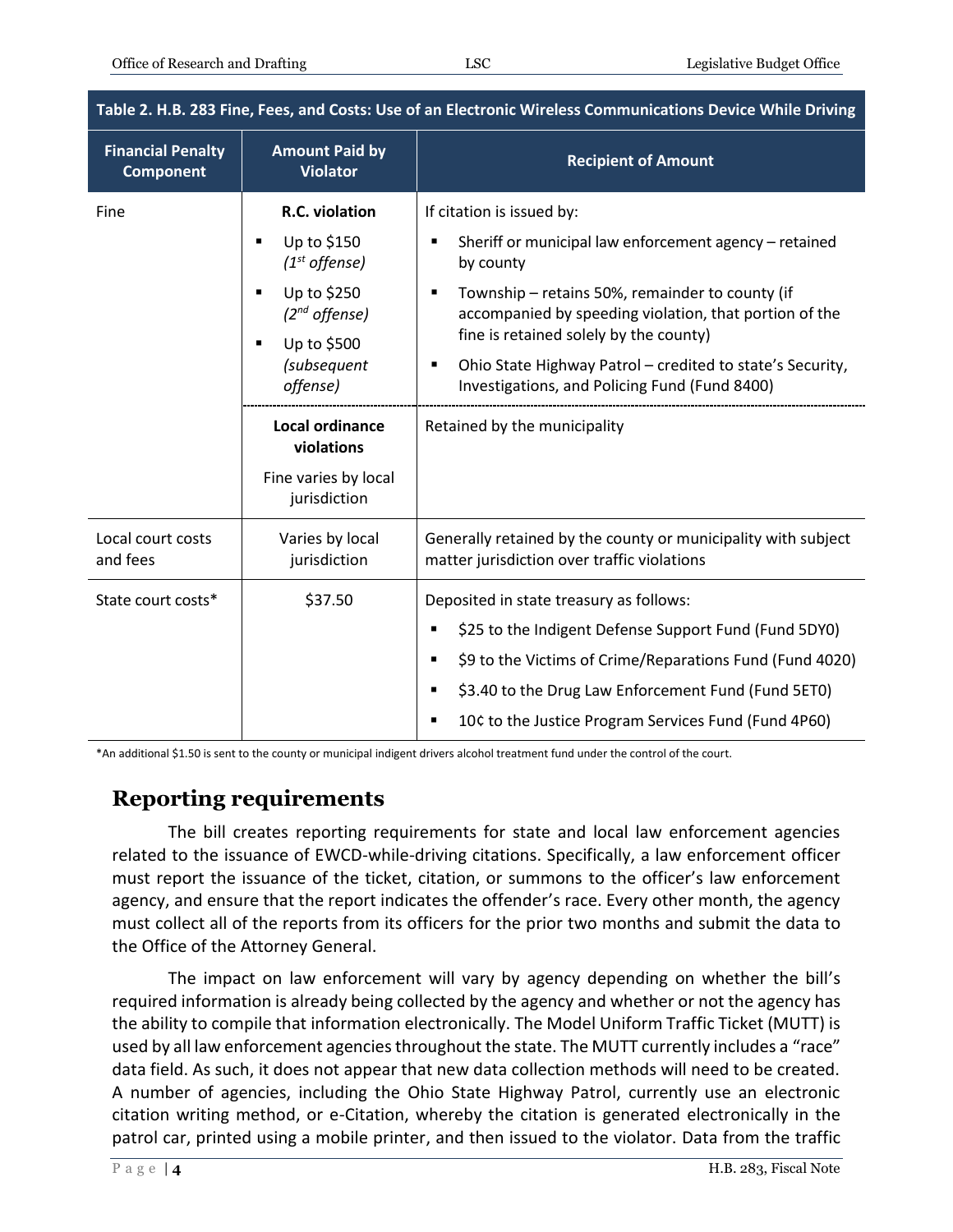**Table 2. H.B. 283 Fine, Fees, and Costs: Use of an Electronic Wireless Communications Device While Driving**

| Financial Penalty Component | Amount Paid by Violator | Recipient of Amount |
|---|---|---|
| Fine | **R.C. violation**<br>▪ Up to $150 *(1st offense)*<br>▪ Up to $250 *(2nd offense)*<br>▪ Up to $500 *(subsequent offense)* | If citation is issued by:<br>▪ Sheriff or municipal law enforcement agency – retained by county<br>▪ Township – retains 50%, remainder to county (if accompanied by speeding violation, that portion of the fine is retained solely by the county)<br>▪ Ohio State Highway Patrol – credited to state's Security, Investigations, and Policing Fund (Fund 8400) |
| | **Local ordinance violations**<br>Fine varies by local jurisdiction | Retained by the municipality |
| Local court costs and fees | Varies by local jurisdiction | Generally retained by the county or municipality with subject matter jurisdiction over traffic violations |
| State court costs* | $37.50 | Deposited in state treasury as follows:<br>▪ $25 to the Indigent Defense Support Fund (Fund 5DY0)<br>▪ $9 to the Victims of Crime/Reparations Fund (Fund 4020)<br>▪ $3.40 to the Drug Law Enforcement Fund (Fund 5ET0)<br>▪ 10¢ to the Justice Program Services Fund (Fund 4P60) |

*An additional $1.50 is sent to the county or municipal indigent drivers alcohol treatment fund under the control of the court.

## Reporting requirements

The bill creates reporting requirements for state and local law enforcement agencies related to the issuance of EWCD-while-driving citations. Specifically, a law enforcement officer must report the issuance of the ticket, citation, or summons to the officer's law enforcement agency, and ensure that the report indicates the offender's race. Every other month, the agency must collect all of the reports from its officers for the prior two months and submit the data to the Office of the Attorney General.

The impact on law enforcement will vary by agency depending on whether the bill's required information is already being collected by the agency and whether or not the agency has the ability to compile that information electronically. The Model Uniform Traffic Ticket (MUTT) is used by all law enforcement agencies throughout the state. The MUTT currently includes a "race" data field. As such, it does not appear that new data collection methods will need to be created. A number of agencies, including the Ohio State Highway Patrol, currently use an electronic citation writing method, or e-Citation, whereby the citation is generated electronically in the patrol car, printed using a mobile printer, and then issued to the violator. Data from the traffic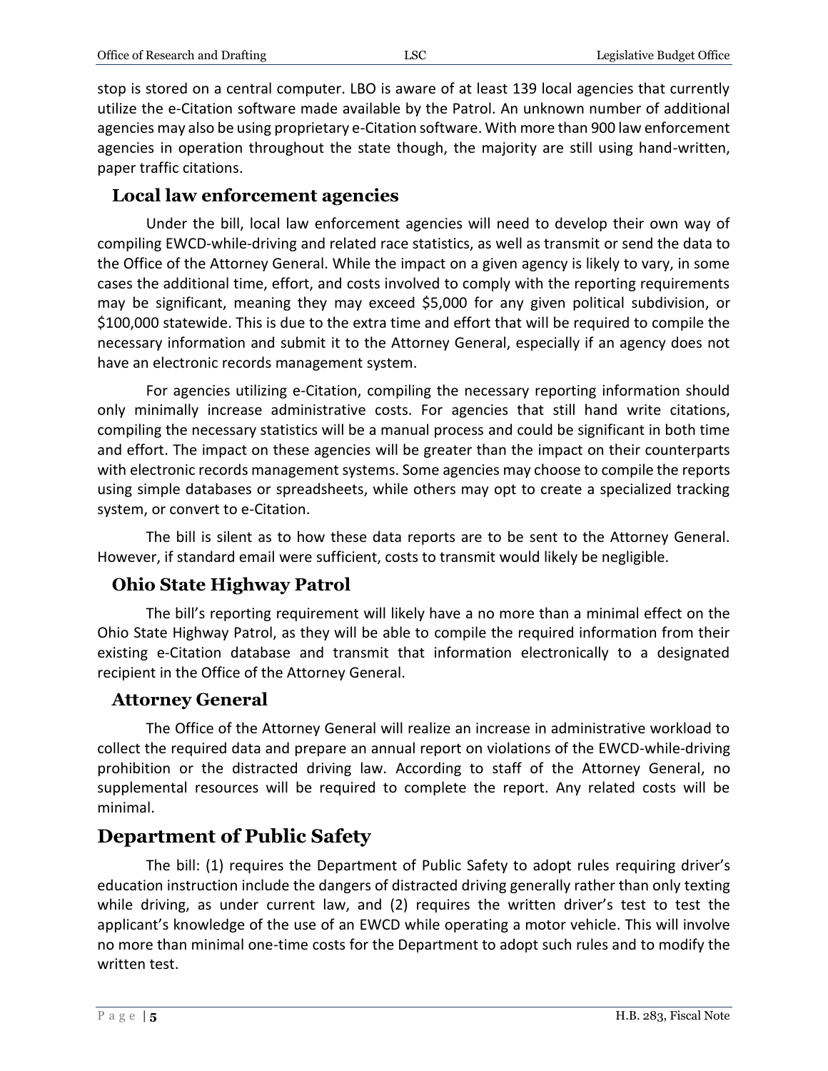stop is stored on a central computer. LBO is aware of at least 139 local agencies that currently utilize the e-Citation software made available by the Patrol. An unknown number of additional agencies may also be using proprietary e-Citation software. With more than 900 law enforcement agencies in operation throughout the state though, the majority are still using hand-written, paper traffic citations.

### Local law enforcement agencies

Under the bill, local law enforcement agencies will need to develop their own way of compiling EWCD-while-driving and related race statistics, as well as transmit or send the data to the Office of the Attorney General. While the impact on a given agency is likely to vary, in some cases the additional time, effort, and costs involved to comply with the reporting requirements may be significant, meaning they may exceed $5,000 for any given political subdivision, or $100,000 statewide. This is due to the extra time and effort that will be required to compile the necessary information and submit it to the Attorney General, especially if an agency does not have an electronic records management system.

For agencies utilizing e-Citation, compiling the necessary reporting information should only minimally increase administrative costs. For agencies that still hand write citations, compiling the necessary statistics will be a manual process and could be significant in both time and effort. The impact on these agencies will be greater than the impact on their counterparts with electronic records management systems. Some agencies may choose to compile the reports using simple databases or spreadsheets, while others may opt to create a specialized tracking system, or convert to e-Citation.

The bill is silent as to how these data reports are to be sent to the Attorney General. However, if standard email were sufficient, costs to transmit would likely be negligible.

### Ohio State Highway Patrol

The bill's reporting requirement will likely have a no more than a minimal effect on the Ohio State Highway Patrol, as they will be able to compile the required information from their existing e-Citation database and transmit that information electronically to a designated recipient in the Office of the Attorney General.

### Attorney General

The Office of the Attorney General will realize an increase in administrative workload to collect the required data and prepare an annual report on violations of the EWCD-while-driving prohibition or the distracted driving law. According to staff of the Attorney General, no supplemental resources will be required to complete the report. Any related costs will be minimal.

## Department of Public Safety

The bill: (1) requires the Department of Public Safety to adopt rules requiring driver's education instruction include the dangers of distracted driving generally rather than only texting while driving, as under current law, and (2) requires the written driver's test to test the applicant's knowledge of the use of an EWCD while operating a motor vehicle. This will involve no more than minimal one-time costs for the Department to adopt such rules and to modify the written test.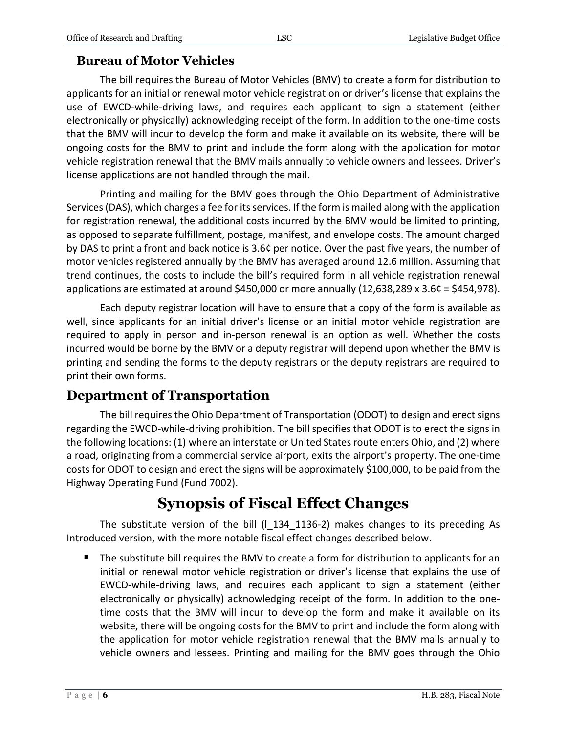## Bureau of Motor Vehicles

The bill requires the Bureau of Motor Vehicles (BMV) to create a form for distribution to applicants for an initial or renewal motor vehicle registration or driver's license that explains the use of EWCD-while-driving laws, and requires each applicant to sign a statement (either electronically or physically) acknowledging receipt of the form. In addition to the one-time costs that the BMV will incur to develop the form and make it available on its website, there will be ongoing costs for the BMV to print and include the form along with the application for motor vehicle registration renewal that the BMV mails annually to vehicle owners and lessees. Driver's license applications are not handled through the mail.

Printing and mailing for the BMV goes through the Ohio Department of Administrative Services (DAS), which charges a fee for its services. If the form is mailed along with the application for registration renewal, the additional costs incurred by the BMV would be limited to printing, as opposed to separate fulfillment, postage, manifest, and envelope costs. The amount charged by DAS to print a front and back notice is 3.6¢ per notice. Over the past five years, the number of motor vehicles registered annually by the BMV has averaged around 12.6 million. Assuming that trend continues, the costs to include the bill's required form in all vehicle registration renewal applications are estimated at around $450,000 or more annually (12,638,289 x 3.6¢ = $454,978).

Each deputy registrar location will have to ensure that a copy of the form is available as well, since applicants for an initial driver's license or an initial motor vehicle registration are required to apply in person and in-person renewal is an option as well. Whether the costs incurred would be borne by the BMV or a deputy registrar will depend upon whether the BMV is printing and sending the forms to the deputy registrars or the deputy registrars are required to print their own forms.

## Department of Transportation

The bill requires the Ohio Department of Transportation (ODOT) to design and erect signs regarding the EWCD-while-driving prohibition. The bill specifies that ODOT is to erect the signs in the following locations: (1) where an interstate or United States route enters Ohio, and (2) where a road, originating from a commercial service airport, exits the airport's property. The one-time costs for ODOT to design and erect the signs will be approximately $100,000, to be paid from the Highway Operating Fund (Fund 7002).

# Synopsis of Fiscal Effect Changes

The substitute version of the bill (l_134_1136-2) makes changes to its preceding As Introduced version, with the more notable fiscal effect changes described below.

- The substitute bill requires the BMV to create a form for distribution to applicants for an initial or renewal motor vehicle registration or driver's license that explains the use of EWCD-while-driving laws, and requires each applicant to sign a statement (either electronically or physically) acknowledging receipt of the form. In addition to the one-time costs that the BMV will incur to develop the form and make it available on its website, there will be ongoing costs for the BMV to print and include the form along with the application for motor vehicle registration renewal that the BMV mails annually to vehicle owners and lessees. Printing and mailing for the BMV goes through the Ohio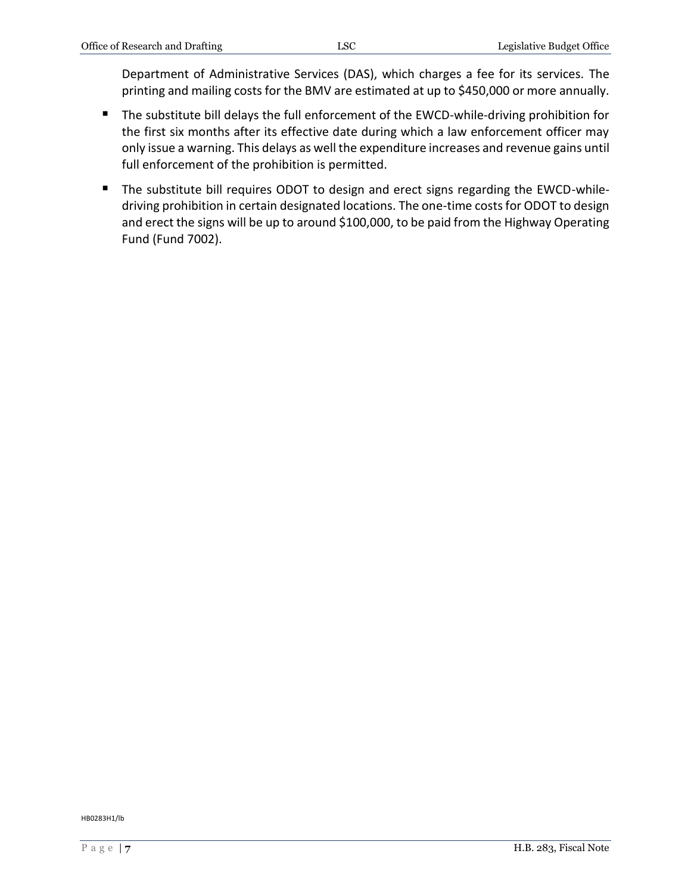Department of Administrative Services (DAS), which charges a fee for its services. The printing and mailing costs for the BMV are estimated at up to $450,000 or more annually.

- The substitute bill delays the full enforcement of the EWCD-while-driving prohibition for the first six months after its effective date during which a law enforcement officer may only issue a warning. This delays as well the expenditure increases and revenue gains until full enforcement of the prohibition is permitted.
- The substitute bill requires ODOT to design and erect signs regarding the EWCD-while-driving prohibition in certain designated locations. The one-time costs for ODOT to design and erect the signs will be up to around $100,000, to be paid from the Highway Operating Fund (Fund 7002).

HB0283H1/lb